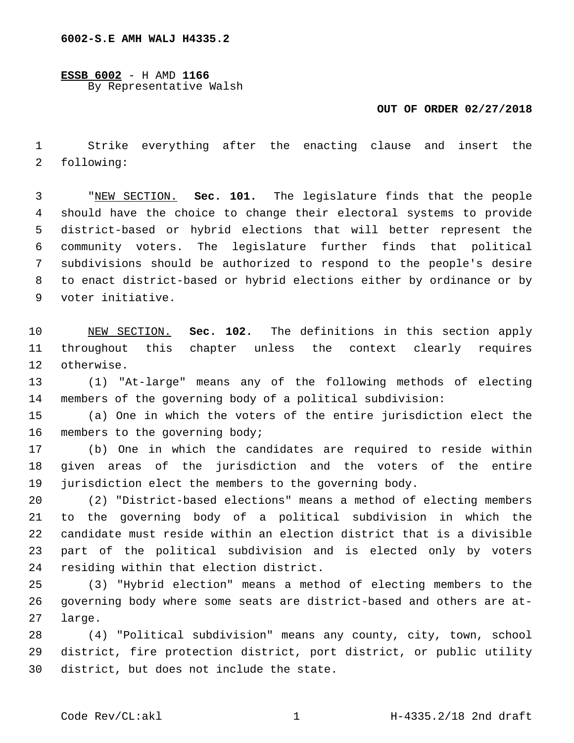6002-S.E AMH WALJ H4335.2

**ESSB 6002** - H AMD **1166**
By Representative Walsh

**OUT OF ORDER 02/27/2018**

Strike everything after the enacting clause and insert the following:

"NEW SECTION. **Sec. 101.** The legislature finds that the people should have the choice to change their electoral systems to provide district-based or hybrid elections that will better represent the community voters. The legislature further finds that political subdivisions should be authorized to respond to the people's desire to enact district-based or hybrid elections either by ordinance or by voter initiative.

NEW SECTION. **Sec. 102.** The definitions in this section apply throughout this chapter unless the context clearly requires otherwise.

(1) "At-large" means any of the following methods of electing members of the governing body of a political subdivision:

(a) One in which the voters of the entire jurisdiction elect the members to the governing body;

(b) One in which the candidates are required to reside within given areas of the jurisdiction and the voters of the entire jurisdiction elect the members to the governing body.

(2) "District-based elections" means a method of electing members to the governing body of a political subdivision in which the candidate must reside within an election district that is a divisible part of the political subdivision and is elected only by voters residing within that election district.

(3) "Hybrid election" means a method of electing members to the governing body where some seats are district-based and others are at-large.

(4) "Political subdivision" means any county, city, town, school district, fire protection district, port district, or public utility district, but does not include the state.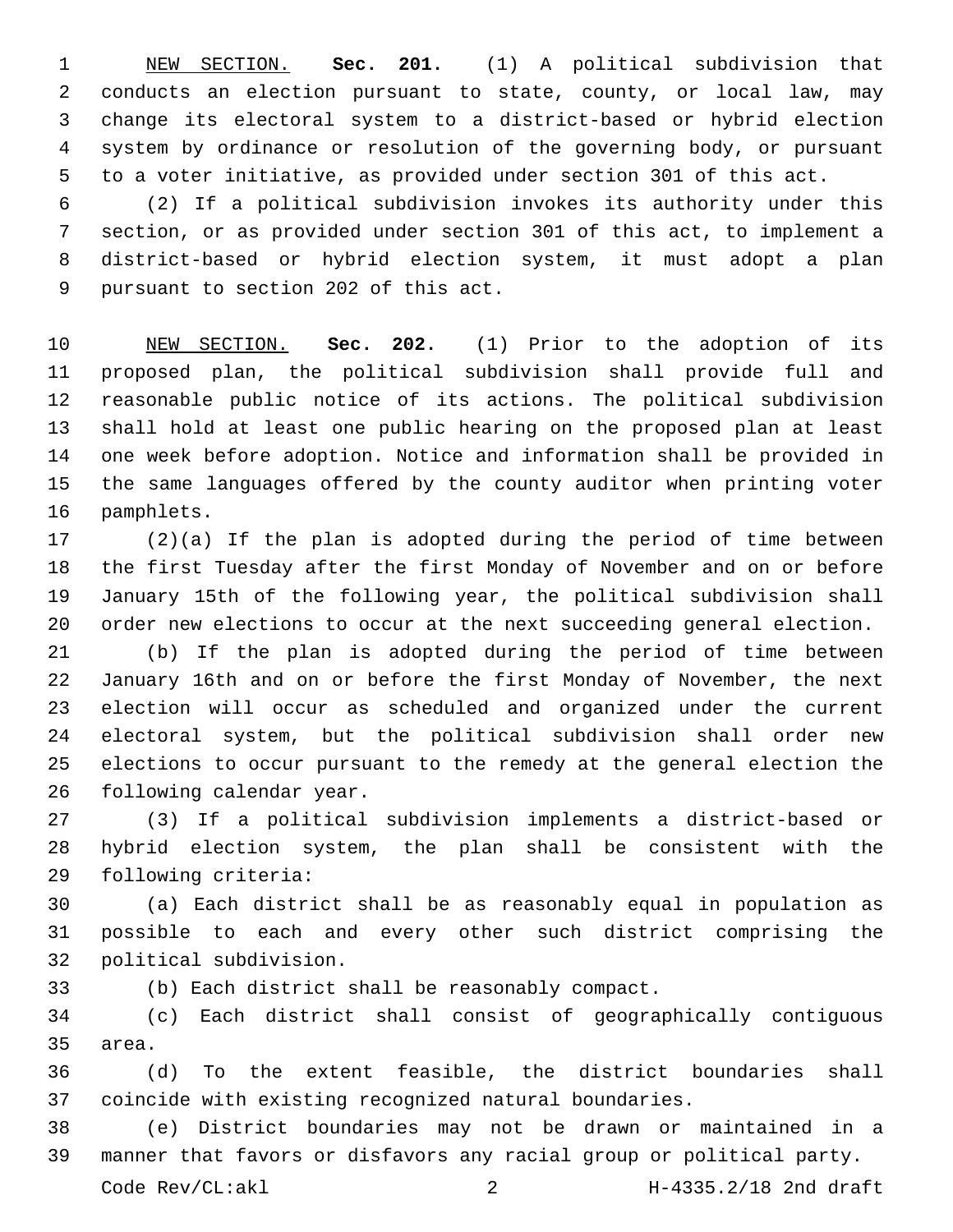NEW SECTION. **Sec. 201.** (1) A political subdivision that conducts an election pursuant to state, county, or local law, may change its electoral system to a district-based or hybrid election system by ordinance or resolution of the governing body, or pursuant to a voter initiative, as provided under section 301 of this act.

(2) If a political subdivision invokes its authority under this section, or as provided under section 301 of this act, to implement a district-based or hybrid election system, it must adopt a plan pursuant to section 202 of this act.

NEW SECTION. **Sec. 202.** (1) Prior to the adoption of its proposed plan, the political subdivision shall provide full and reasonable public notice of its actions. The political subdivision shall hold at least one public hearing on the proposed plan at least one week before adoption. Notice and information shall be provided in the same languages offered by the county auditor when printing voter pamphlets.

(2)(a) If the plan is adopted during the period of time between the first Tuesday after the first Monday of November and on or before January 15th of the following year, the political subdivision shall order new elections to occur at the next succeeding general election.

(b) If the plan is adopted during the period of time between January 16th and on or before the first Monday of November, the next election will occur as scheduled and organized under the current electoral system, but the political subdivision shall order new elections to occur pursuant to the remedy at the general election the following calendar year.

(3) If a political subdivision implements a district-based or hybrid election system, the plan shall be consistent with the following criteria:

(a) Each district shall be as reasonably equal in population as possible to each and every other such district comprising the political subdivision.

(b) Each district shall be reasonably compact.

(c) Each district shall consist of geographically contiguous area.

(d) To the extent feasible, the district boundaries shall coincide with existing recognized natural boundaries.

(e) District boundaries may not be drawn or maintained in a manner that favors or disfavors any racial group or political party.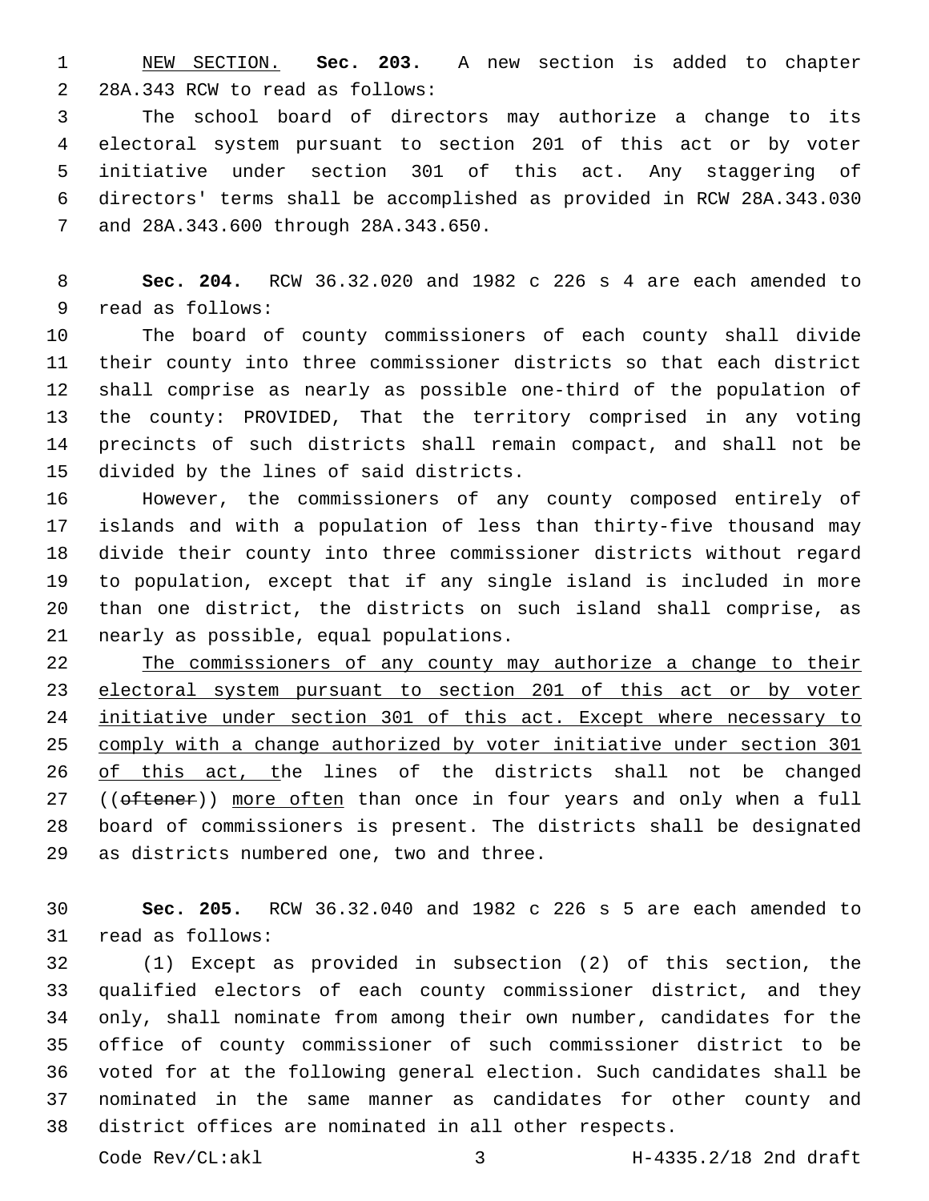NEW SECTION. **Sec. 203.** A new section is added to chapter 28A.343 RCW to read as follows:

The school board of directors may authorize a change to its electoral system pursuant to section 201 of this act or by voter initiative under section 301 of this act. Any staggering of directors' terms shall be accomplished as provided in RCW 28A.343.030 and 28A.343.600 through 28A.343.650.

**Sec. 204.** RCW 36.32.020 and 1982 c 226 s 4 are each amended to read as follows:

The board of county commissioners of each county shall divide their county into three commissioner districts so that each district shall comprise as nearly as possible one-third of the population of the county: PROVIDED, That the territory comprised in any voting precincts of such districts shall remain compact, and shall not be divided by the lines of said districts.

However, the commissioners of any county composed entirely of islands and with a population of less than thirty-five thousand may divide their county into three commissioner districts without regard to population, except that if any single island is included in more than one district, the districts on such island shall comprise, as nearly as possible, equal populations.

The commissioners of any county may authorize a change to their electoral system pursuant to section 201 of this act or by voter initiative under section 301 of this act. Except where necessary to comply with a change authorized by voter initiative under section 301 of this act, the lines of the districts shall not be changed ((~~oftener~~)) more often than once in four years and only when a full board of commissioners is present. The districts shall be designated as districts numbered one, two and three.

**Sec. 205.** RCW 36.32.040 and 1982 c 226 s 5 are each amended to read as follows:

(1) Except as provided in subsection (2) of this section, the qualified electors of each county commissioner district, and they only, shall nominate from among their own number, candidates for the office of county commissioner of such commissioner district to be voted for at the following general election. Such candidates shall be nominated in the same manner as candidates for other county and district offices are nominated in all other respects.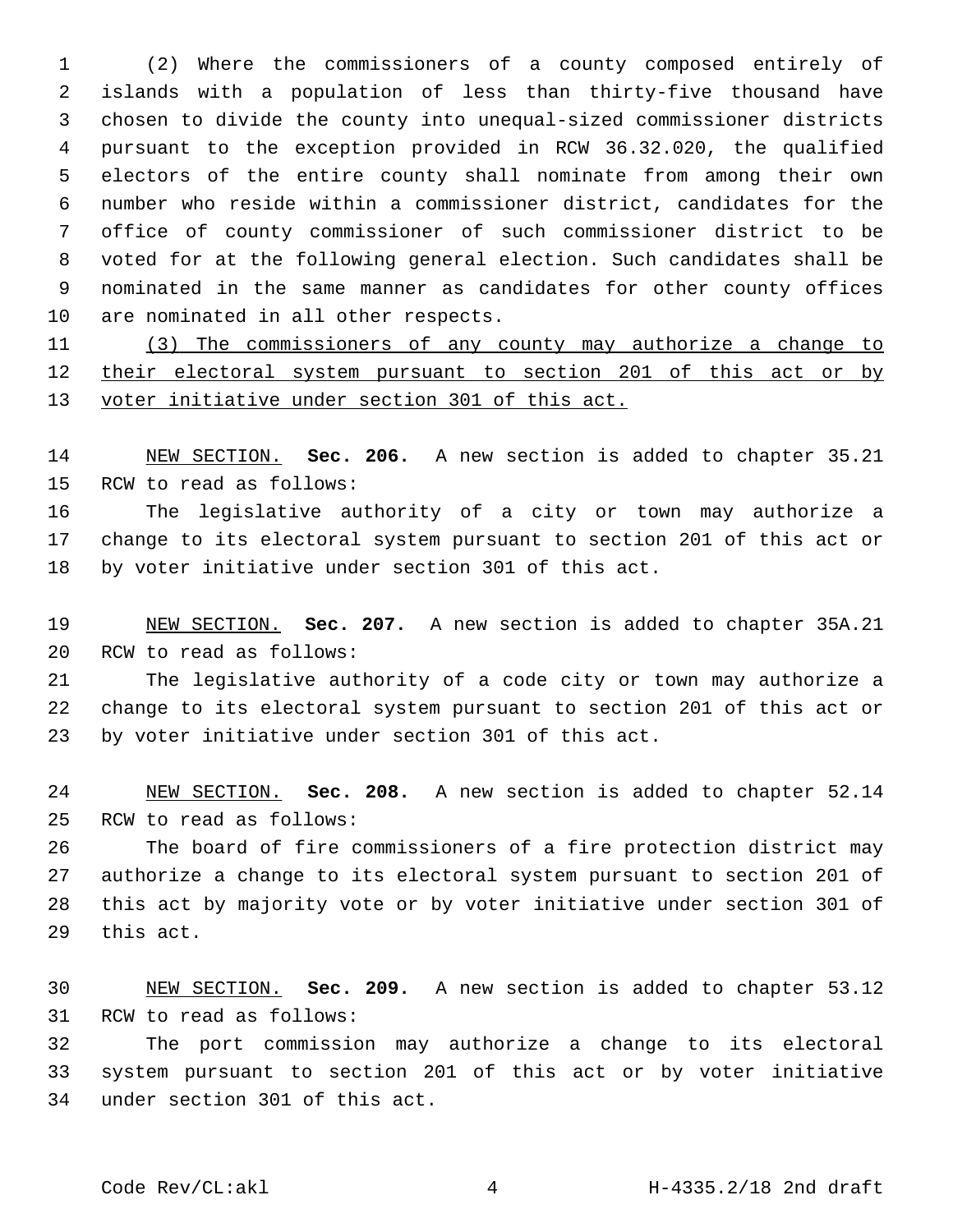(2) Where the commissioners of a county composed entirely of islands with a population of less than thirty-five thousand have chosen to divide the county into unequal-sized commissioner districts pursuant to the exception provided in RCW 36.32.020, the qualified electors of the entire county shall nominate from among their own number who reside within a commissioner district, candidates for the office of county commissioner of such commissioner district to be voted for at the following general election. Such candidates shall be nominated in the same manner as candidates for other county offices are nominated in all other respects.

<u>(3) The commissioners of any county may authorize a change to their electoral system pursuant to section 201 of this act or by voter initiative under section 301 of this act.</u>

<u>NEW SECTION.</u> **Sec. 206.** A new section is added to chapter 35.21 RCW to read as follows:

The legislative authority of a city or town may authorize a change to its electoral system pursuant to section 201 of this act or by voter initiative under section 301 of this act.

<u>NEW SECTION.</u> **Sec. 207.** A new section is added to chapter 35A.21 RCW to read as follows:

The legislative authority of a code city or town may authorize a change to its electoral system pursuant to section 201 of this act or by voter initiative under section 301 of this act.

<u>NEW SECTION.</u> **Sec. 208.** A new section is added to chapter 52.14 RCW to read as follows:

The board of fire commissioners of a fire protection district may authorize a change to its electoral system pursuant to section 201 of this act by majority vote or by voter initiative under section 301 of this act.

<u>NEW SECTION.</u> **Sec. 209.** A new section is added to chapter 53.12 RCW to read as follows:

The port commission may authorize a change to its electoral system pursuant to section 201 of this act or by voter initiative under section 301 of this act.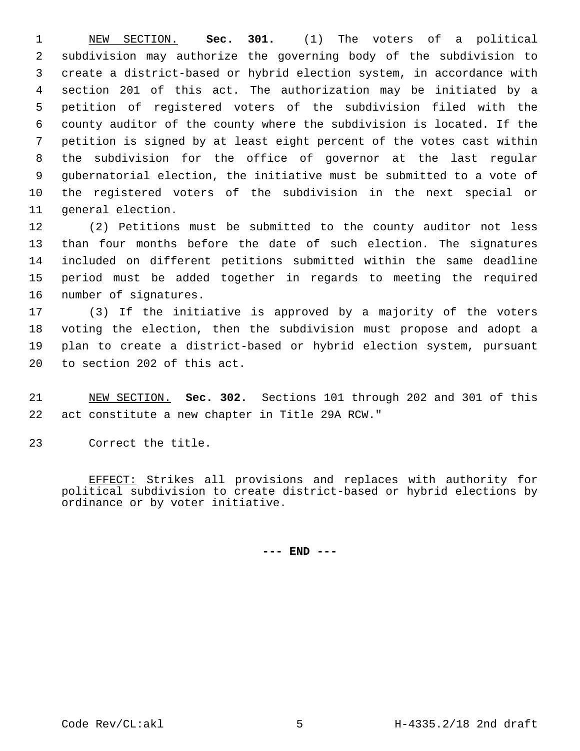NEW SECTION. **Sec. 301.** (1) The voters of a political subdivision may authorize the governing body of the subdivision to create a district-based or hybrid election system, in accordance with section 201 of this act. The authorization may be initiated by a petition of registered voters of the subdivision filed with the county auditor of the county where the subdivision is located. If the petition is signed by at least eight percent of the votes cast within the subdivision for the office of governor at the last regular gubernatorial election, the initiative must be submitted to a vote of the registered voters of the subdivision in the next special or general election.

(2) Petitions must be submitted to the county auditor not less than four months before the date of such election. The signatures included on different petitions submitted within the same deadline period must be added together in regards to meeting the required number of signatures.

(3) If the initiative is approved by a majority of the voters voting the election, then the subdivision must propose and adopt a plan to create a district-based or hybrid election system, pursuant to section 202 of this act.

NEW SECTION. **Sec. 302.** Sections 101 through 202 and 301 of this act constitute a new chapter in Title 29A RCW."

Correct the title.

EFFECT: Strikes all provisions and replaces with authority for political subdivision to create district-based or hybrid elections by ordinance or by voter initiative.

**--- END ---**